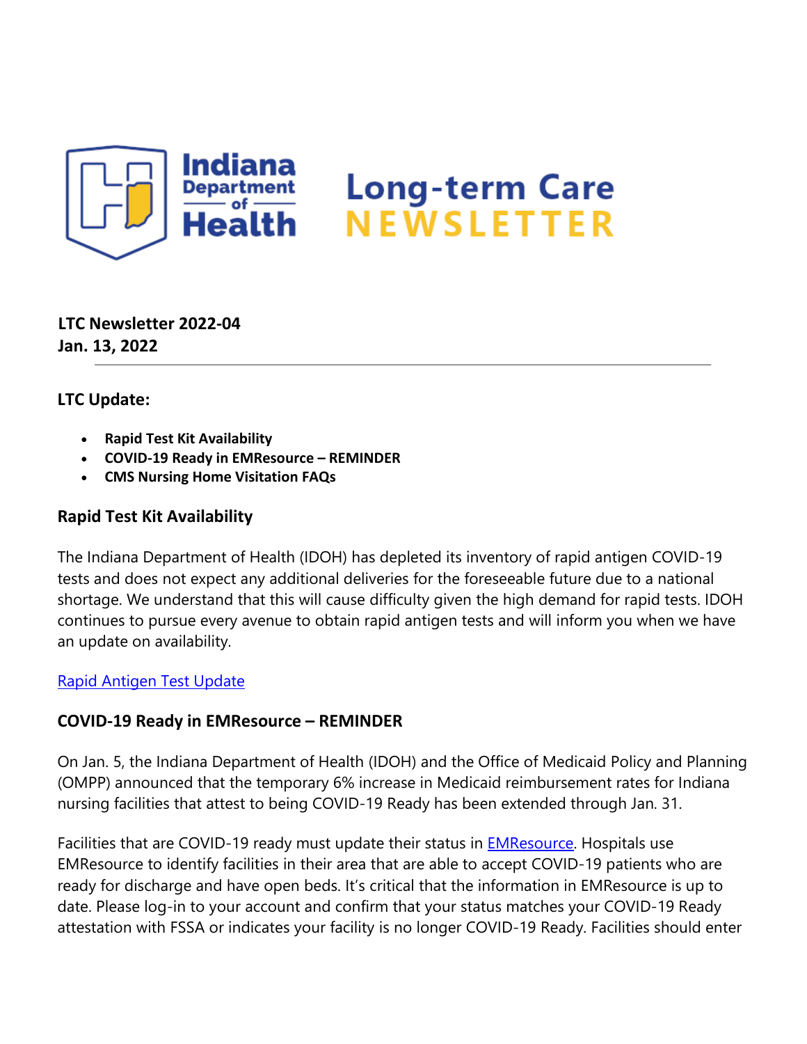# Indiana Department of Health Long-term Care NEWSLETTER

**LTC Newsletter 2022-04**
**Jan. 13, 2022**

---

## LTC Update:

- **Rapid Test Kit Availability**
- **COVID-19 Ready in EMResource – REMINDER**
- **CMS Nursing Home Visitation FAQs**

### Rapid Test Kit Availability

The Indiana Department of Health (IDOH) has depleted its inventory of rapid antigen COVID-19 tests and does not expect any additional deliveries for the foreseeable future due to a national shortage. We understand that this will cause difficulty given the high demand for rapid tests. IDOH continues to pursue every avenue to obtain rapid antigen tests and will inform you when we have an update on availability.

Rapid Antigen Test Update

### COVID-19 Ready in EMResource – REMINDER

On Jan. 5, the Indiana Department of Health (IDOH) and the Office of Medicaid Policy and Planning (OMPP) announced that the temporary 6% increase in Medicaid reimbursement rates for Indiana nursing facilities that attest to being COVID-19 Ready has been extended through Jan. 31.

Facilities that are COVID-19 ready must update their status in EMResource. Hospitals use EMResource to identify facilities in their area that are able to accept COVID-19 patients who are ready for discharge and have open beds. It's critical that the information in EMResource is up to date. Please log-in to your account and confirm that your status matches your COVID-19 Ready attestation with FSSA or indicates your facility is no longer COVID-19 Ready. Facilities should enter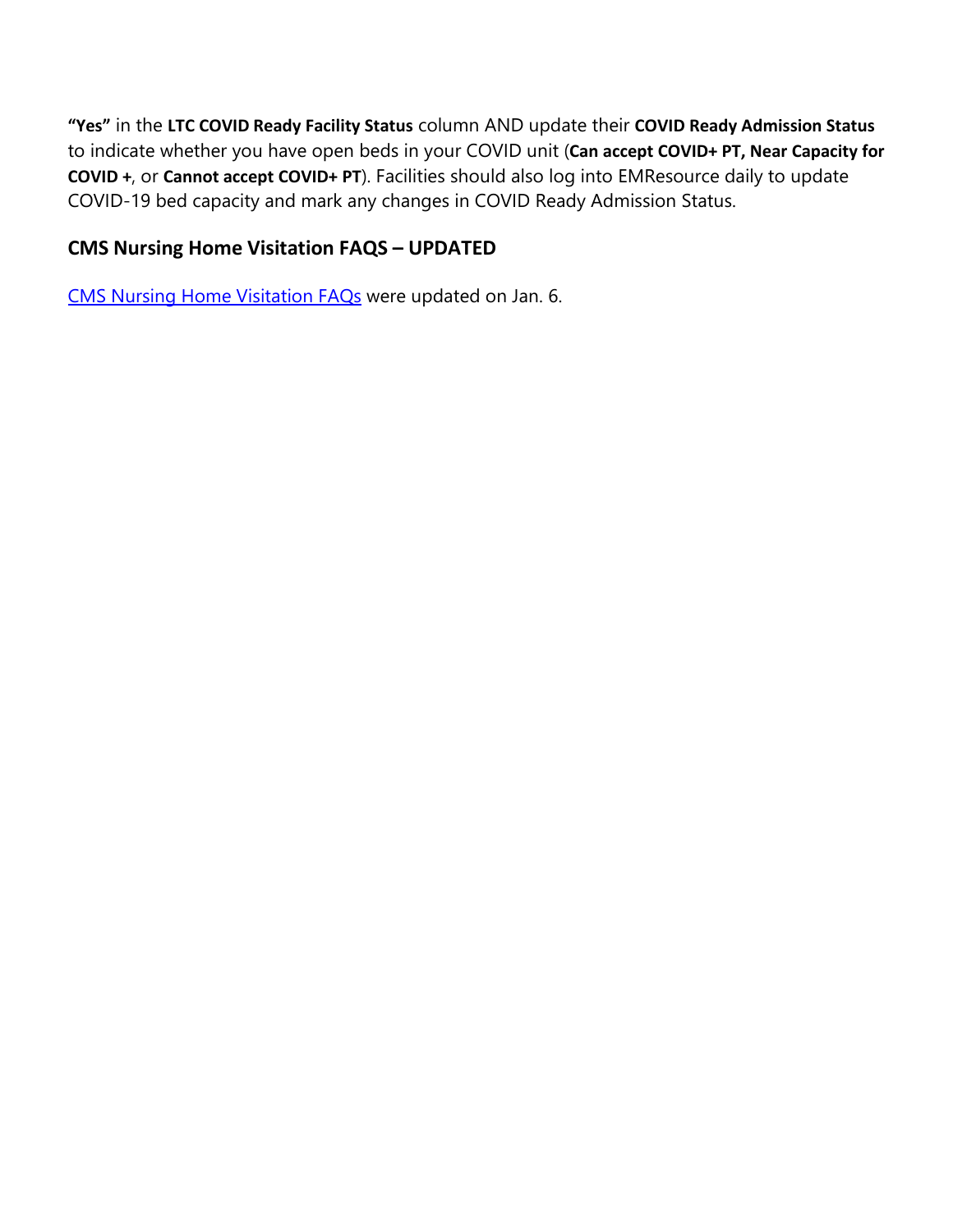**"Yes"** in the **LTC COVID Ready Facility Status** column AND update their **COVID Ready Admission Status** to indicate whether you have open beds in your COVID unit (**Can accept COVID+ PT, Near Capacity for COVID +**, or **Cannot accept COVID+ PT**). Facilities should also log into EMResource daily to update COVID-19 bed capacity and mark any changes in COVID Ready Admission Status.

## CMS Nursing Home Visitation FAQS – UPDATED

CMS Nursing Home Visitation FAQs were updated on Jan. 6.